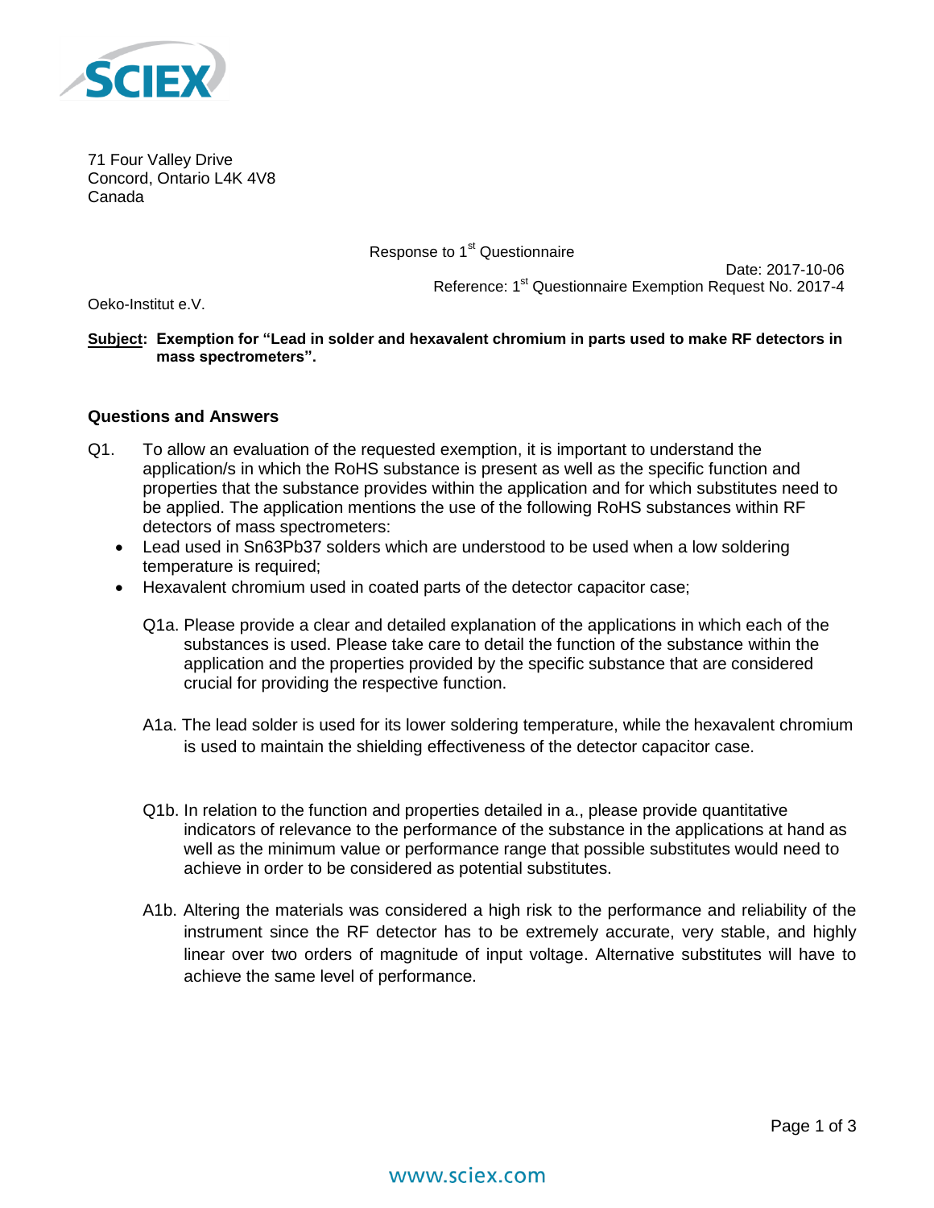71 Four Valley Drive
Concord, Ontario L4K 4V8
Canada

Response to 1st Questionnaire

Date: 2017-10-06
Reference: 1st Questionnaire Exemption Request No. 2017-4

Oeko-Institut e.V.

**Subject: Exemption for "Lead in solder and hexavalent chromium in parts used to make RF detectors in mass spectrometers".**

## Questions and Answers

Q1. To allow an evaluation of the requested exemption, it is important to understand the application/s in which the RoHS substance is present as well as the specific function and properties that the substance provides within the application and for which substitutes need to be applied. The application mentions the use of the following RoHS substances within RF detectors of mass spectrometers:

- Lead used in Sn63Pb37 solders which are understood to be used when a low soldering temperature is required;
- Hexavalent chromium used in coated parts of the detector capacitor case;

Q1a. Please provide a clear and detailed explanation of the applications in which each of the substances is used. Please take care to detail the function of the substance within the application and the properties provided by the specific substance that are considered crucial for providing the respective function.

A1a. The lead solder is used for its lower soldering temperature, while the hexavalent chromium is used to maintain the shielding effectiveness of the detector capacitor case.

Q1b. In relation to the function and properties detailed in a., please provide quantitative indicators of relevance to the performance of the substance in the applications at hand as well as the minimum value or performance range that possible substitutes would need to achieve in order to be considered as potential substitutes.

A1b. Altering the materials was considered a high risk to the performance and reliability of the instrument since the RF detector has to be extremely accurate, very stable, and highly linear over two orders of magnitude of input voltage. Alternative substitutes will have to achieve the same level of performance.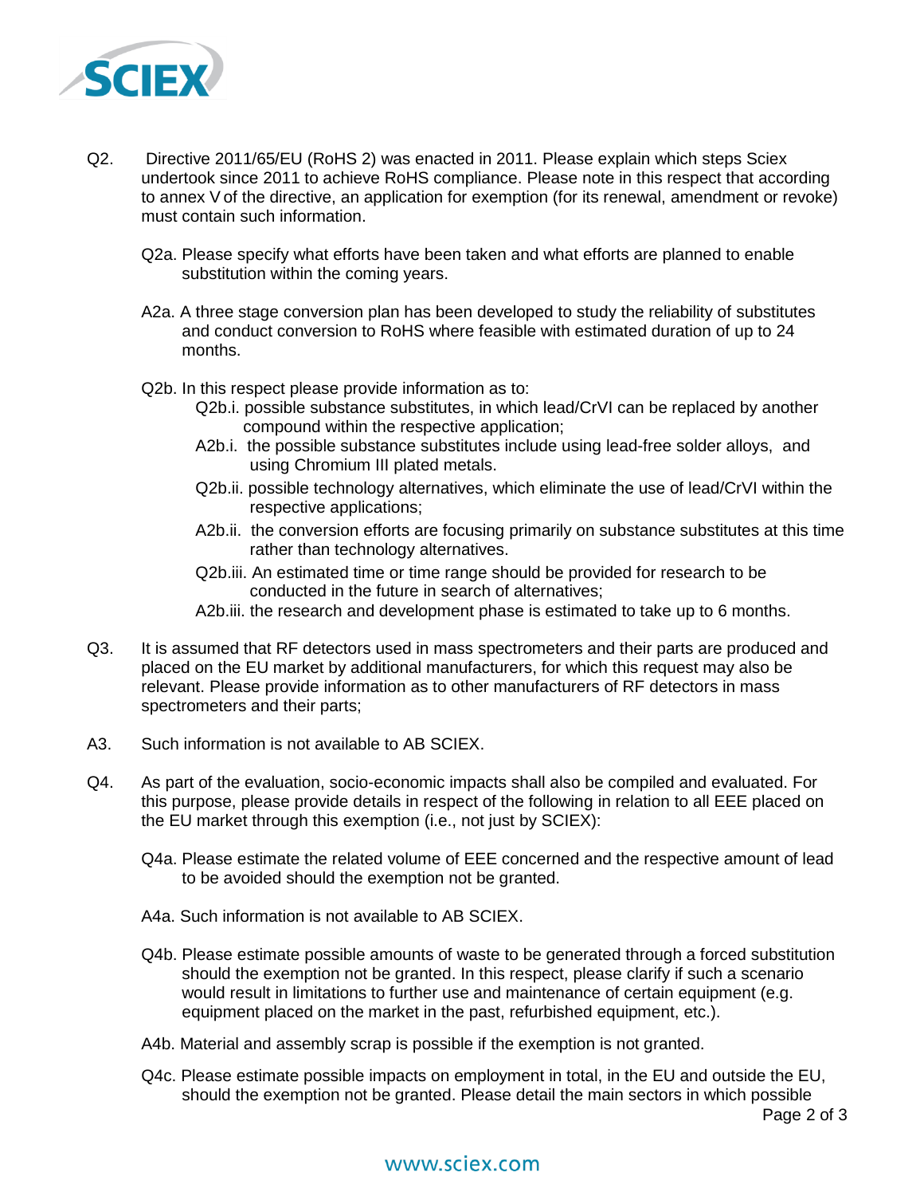Q2. Directive 2011/65/EU (RoHS 2) was enacted in 2011. Please explain which steps Sciex undertook since 2011 to achieve RoHS compliance. Please note in this respect that according to annex V of the directive, an application for exemption (for its renewal, amendment or revoke) must contain such information.

Q2a. Please specify what efforts have been taken and what efforts are planned to enable substitution within the coming years.

A2a. A three stage conversion plan has been developed to study the reliability of substitutes and conduct conversion to RoHS where feasible with estimated duration of up to 24 months.

Q2b. In this respect please provide information as to:

Q2b.i. possible substance substitutes, in which lead/CrVI can be replaced by another compound within the respective application;

A2b.i. the possible substance substitutes include using lead-free solder alloys, and using Chromium III plated metals.

Q2b.ii. possible technology alternatives, which eliminate the use of lead/CrVI within the respective applications;

A2b.ii. the conversion efforts are focusing primarily on substance substitutes at this time rather than technology alternatives.

Q2b.iii. An estimated time or time range should be provided for research to be conducted in the future in search of alternatives;

A2b.iii. the research and development phase is estimated to take up to 6 months.

Q3. It is assumed that RF detectors used in mass spectrometers and their parts are produced and placed on the EU market by additional manufacturers, for which this request may also be relevant. Please provide information as to other manufacturers of RF detectors in mass spectrometers and their parts;

A3. Such information is not available to AB SCIEX.

Q4. As part of the evaluation, socio-economic impacts shall also be compiled and evaluated. For this purpose, please provide details in respect of the following in relation to all EEE placed on the EU market through this exemption (i.e., not just by SCIEX):

Q4a. Please estimate the related volume of EEE concerned and the respective amount of lead to be avoided should the exemption not be granted.

A4a. Such information is not available to AB SCIEX.

Q4b. Please estimate possible amounts of waste to be generated through a forced substitution should the exemption not be granted. In this respect, please clarify if such a scenario would result in limitations to further use and maintenance of certain equipment (e.g. equipment placed on the market in the past, refurbished equipment, etc.).

A4b. Material and assembly scrap is possible if the exemption is not granted.

Q4c. Please estimate possible impacts on employment in total, in the EU and outside the EU, should the exemption not be granted. Please detail the main sectors in which possible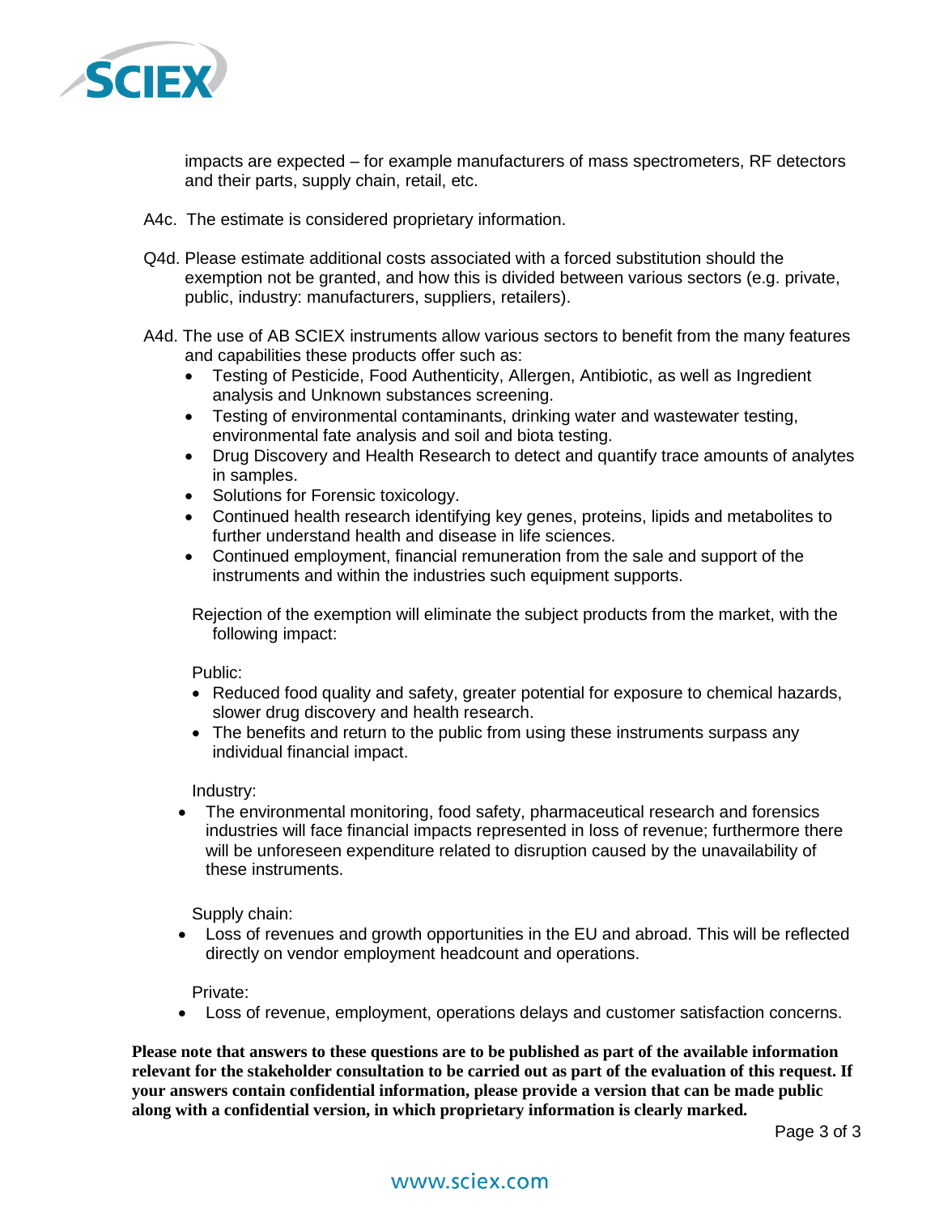impacts are expected – for example manufacturers of mass spectrometers, RF detectors and their parts, supply chain, retail, etc.

A4c. The estimate is considered proprietary information.

Q4d. Please estimate additional costs associated with a forced substitution should the exemption not be granted, and how this is divided between various sectors (e.g. private, public, industry: manufacturers, suppliers, retailers).

A4d. The use of AB SCIEX instruments allow various sectors to benefit from the many features and capabilities these products offer such as:

- Testing of Pesticide, Food Authenticity, Allergen, Antibiotic, as well as Ingredient analysis and Unknown substances screening.
- Testing of environmental contaminants, drinking water and wastewater testing, environmental fate analysis and soil and biota testing.
- Drug Discovery and Health Research to detect and quantify trace amounts of analytes in samples.
- Solutions for Forensic toxicology.
- Continued health research identifying key genes, proteins, lipids and metabolites to further understand health and disease in life sciences.
- Continued employment, financial remuneration from the sale and support of the instruments and within the industries such equipment supports.

Rejection of the exemption will eliminate the subject products from the market, with the following impact:

Public:

- Reduced food quality and safety, greater potential for exposure to chemical hazards, slower drug discovery and health research.
- The benefits and return to the public from using these instruments surpass any individual financial impact.

Industry:

- The environmental monitoring, food safety, pharmaceutical research and forensics industries will face financial impacts represented in loss of revenue; furthermore there will be unforeseen expenditure related to disruption caused by the unavailability of these instruments.

Supply chain:

- Loss of revenues and growth opportunities in the EU and abroad. This will be reflected directly on vendor employment headcount and operations.

Private:

- Loss of revenue, employment, operations delays and customer satisfaction concerns.

**Please note that answers to these questions are to be published as part of the available information relevant for the stakeholder consultation to be carried out as part of the evaluation of this request. If your answers contain confidential information, please provide a version that can be made public along with a confidential version, in which proprietary information is clearly marked.**